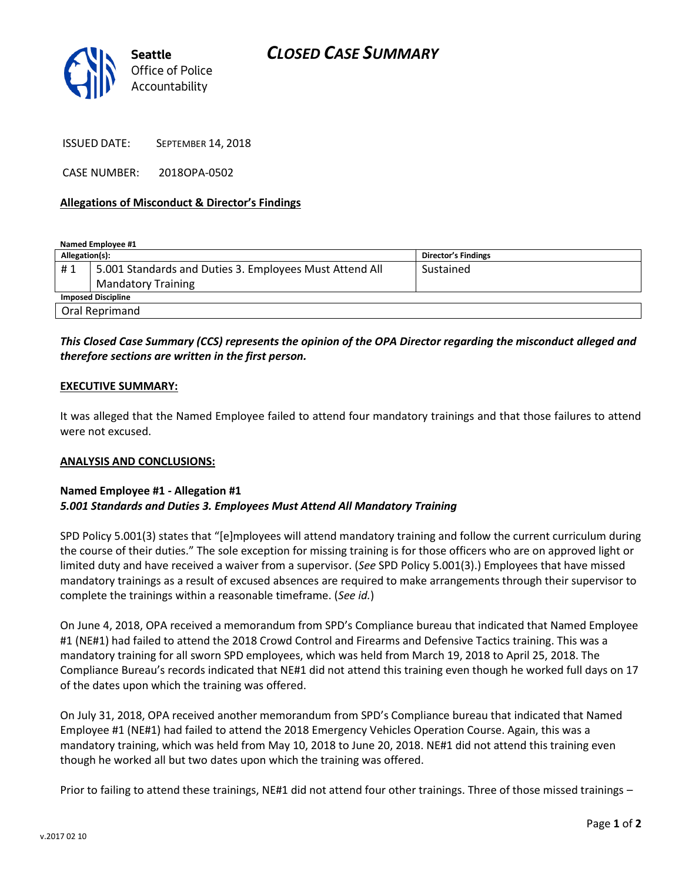Seattle
Office of Police
Accountability

# CLOSED CASE SUMMARY

ISSUED DATE: SEPTEMBER 14, 2018

CASE NUMBER: 2018OPA-0502

**Allegations of Misconduct & Director's Findings**

**Named Employee #1**

| Allegation(s): | | Director's Findings |
|---|---|---|
| # 1 | 5.001 Standards and Duties 3. Employees Must Attend All Mandatory Training | Sustained |
| **Imposed Discipline** | | |
| Oral Reprimand | | |

***This Closed Case Summary (CCS) represents the opinion of the OPA Director regarding the misconduct alleged and therefore sections are written in the first person.***

**EXECUTIVE SUMMARY:**

It was alleged that the Named Employee failed to attend four mandatory trainings and that those failures to attend were not excused.

**ANALYSIS AND CONCLUSIONS:**

**Named Employee #1 - Allegation #1**
***5.001 Standards and Duties 3. Employees Must Attend All Mandatory Training***

SPD Policy 5.001(3) states that "[e]mployees will attend mandatory training and follow the current curriculum during the course of their duties." The sole exception for missing training is for those officers who are on approved light or limited duty and have received a waiver from a supervisor. (*See* SPD Policy 5.001(3).) Employees that have missed mandatory trainings as a result of excused absences are required to make arrangements through their supervisor to complete the trainings within a reasonable timeframe. (*See id.*)

On June 4, 2018, OPA received a memorandum from SPD's Compliance bureau that indicated that Named Employee #1 (NE#1) had failed to attend the 2018 Crowd Control and Firearms and Defensive Tactics training. This was a mandatory training for all sworn SPD employees, which was held from March 19, 2018 to April 25, 2018. The Compliance Bureau's records indicated that NE#1 did not attend this training even though he worked full days on 17 of the dates upon which the training was offered.

On July 31, 2018, OPA received another memorandum from SPD's Compliance bureau that indicated that Named Employee #1 (NE#1) had failed to attend the 2018 Emergency Vehicles Operation Course. Again, this was a mandatory training, which was held from May 10, 2018 to June 20, 2018. NE#1 did not attend this training even though he worked all but two dates upon which the training was offered.

Prior to failing to attend these trainings, NE#1 did not attend four other trainings. Three of those missed trainings –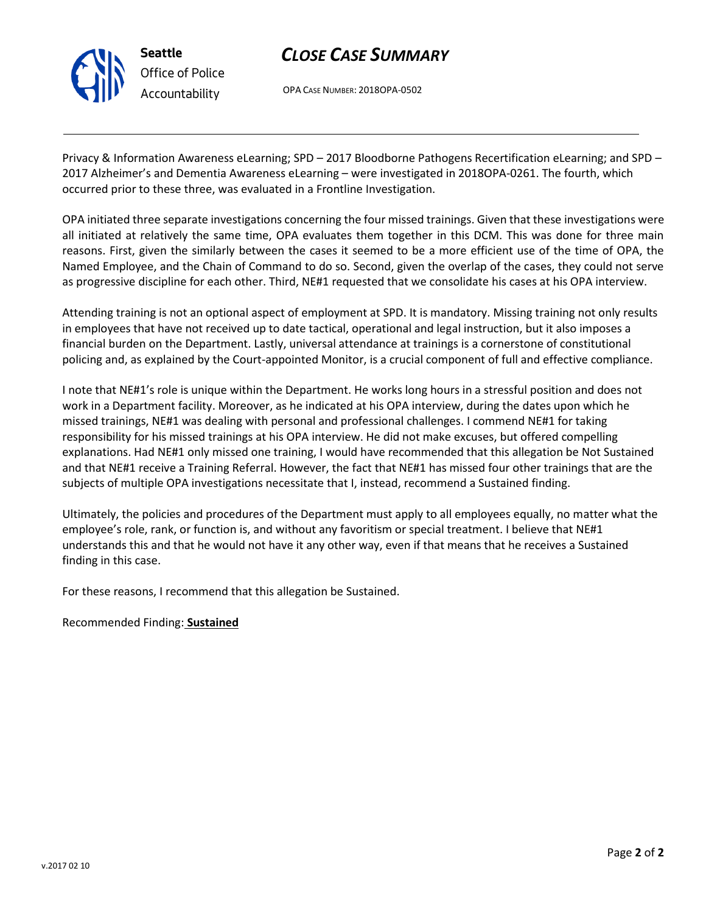Privacy & Information Awareness eLearning; SPD – 2017 Bloodborne Pathogens Recertification eLearning; and SPD – 2017 Alzheimer's and Dementia Awareness eLearning – were investigated in 2018OPA-0261. The fourth, which occurred prior to these three, was evaluated in a Frontline Investigation.

OPA initiated three separate investigations concerning the four missed trainings. Given that these investigations were all initiated at relatively the same time, OPA evaluates them together in this DCM. This was done for three main reasons. First, given the similarly between the cases it seemed to be a more efficient use of the time of OPA, the Named Employee, and the Chain of Command to do so. Second, given the overlap of the cases, they could not serve as progressive discipline for each other. Third, NE#1 requested that we consolidate his cases at his OPA interview.

Attending training is not an optional aspect of employment at SPD. It is mandatory. Missing training not only results in employees that have not received up to date tactical, operational and legal instruction, but it also imposes a financial burden on the Department. Lastly, universal attendance at trainings is a cornerstone of constitutional policing and, as explained by the Court-appointed Monitor, is a crucial component of full and effective compliance.

I note that NE#1's role is unique within the Department. He works long hours in a stressful position and does not work in a Department facility. Moreover, as he indicated at his OPA interview, during the dates upon which he missed trainings, NE#1 was dealing with personal and professional challenges. I commend NE#1 for taking responsibility for his missed trainings at his OPA interview. He did not make excuses, but offered compelling explanations. Had NE#1 only missed one training, I would have recommended that this allegation be Not Sustained and that NE#1 receive a Training Referral. However, the fact that NE#1 has missed four other trainings that are the subjects of multiple OPA investigations necessitate that I, instead, recommend a Sustained finding.

Ultimately, the policies and procedures of the Department must apply to all employees equally, no matter what the employee's role, rank, or function is, and without any favoritism or special treatment. I believe that NE#1 understands this and that he would not have it any other way, even if that means that he receives a Sustained finding in this case.

For these reasons, I recommend that this allegation be Sustained.

Recommended Finding: **Sustained**